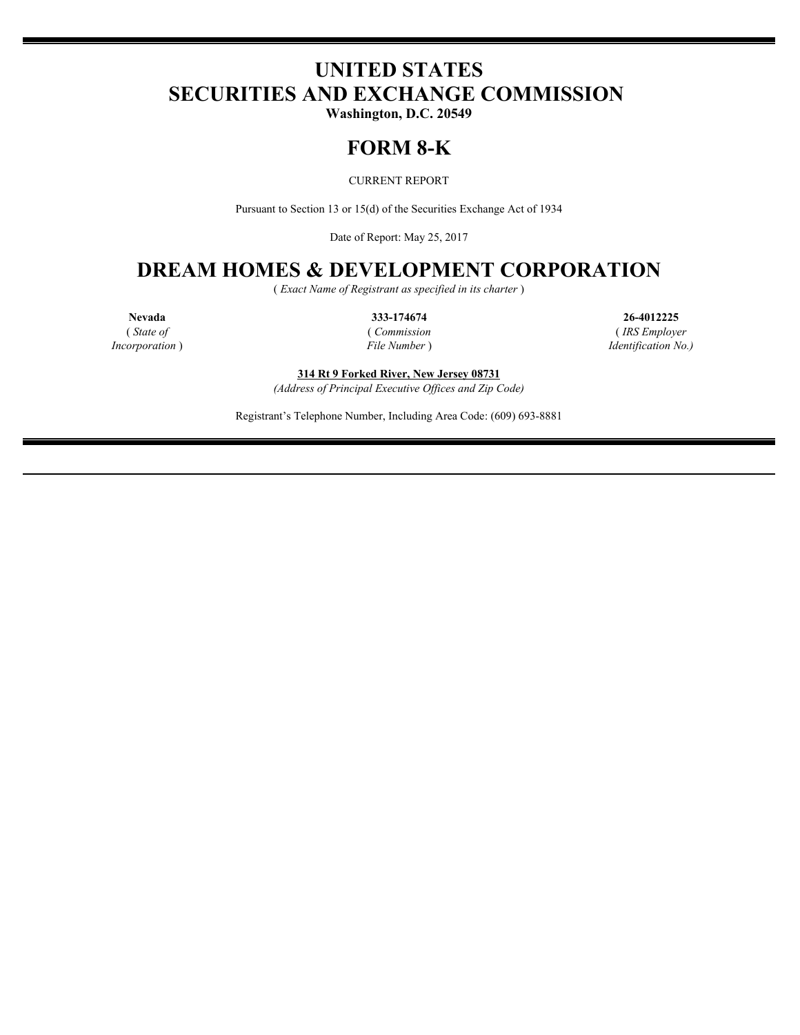# UNITED STATES
# SECURITIES AND EXCHANGE COMMISSION

**Washington, D.C. 20549**

# FORM 8-K

CURRENT REPORT

Pursuant to Section 13 or 15(d) of the Securities Exchange Act of 1934

Date of Report: May 25, 2017

# DREAM HOMES & DEVELOPMENT CORPORATION

( *Exact Name of Registrant as specified in its charter* )

| **Nevada** | **333-174674** | **26-4012225** |
|---|---|---|
| ( *State of Incorporation* ) | ( *Commission File Number* ) | ( *IRS Employer Identification No.)* |

**314 Rt 9 Forked River, New Jersey 08731**

*(Address of Principal Executive Offices and Zip Code)*

Registrant's Telephone Number, Including Area Code: (609) 693-8881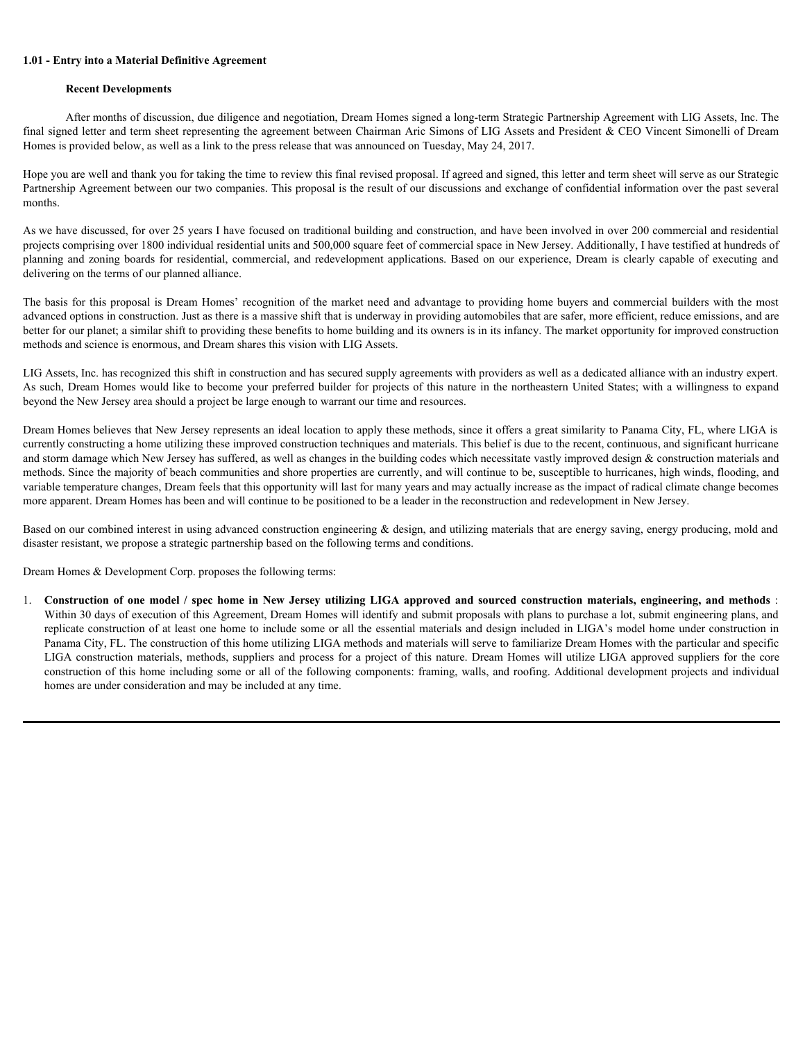**1.01 - Entry into a Material Definitive Agreement**

**Recent Developments**

After months of discussion, due diligence and negotiation, Dream Homes signed a long-term Strategic Partnership Agreement with LIG Assets, Inc. The final signed letter and term sheet representing the agreement between Chairman Aric Simons of LIG Assets and President & CEO Vincent Simonelli of Dream Homes is provided below, as well as a link to the press release that was announced on Tuesday, May 24, 2017.

Hope you are well and thank you for taking the time to review this final revised proposal. If agreed and signed, this letter and term sheet will serve as our Strategic Partnership Agreement between our two companies. This proposal is the result of our discussions and exchange of confidential information over the past several months.

As we have discussed, for over 25 years I have focused on traditional building and construction, and have been involved in over 200 commercial and residential projects comprising over 1800 individual residential units and 500,000 square feet of commercial space in New Jersey. Additionally, I have testified at hundreds of planning and zoning boards for residential, commercial, and redevelopment applications. Based on our experience, Dream is clearly capable of executing and delivering on the terms of our planned alliance.

The basis for this proposal is Dream Homes' recognition of the market need and advantage to providing home buyers and commercial builders with the most advanced options in construction. Just as there is a massive shift that is underway in providing automobiles that are safer, more efficient, reduce emissions, and are better for our planet; a similar shift to providing these benefits to home building and its owners is in its infancy. The market opportunity for improved construction methods and science is enormous, and Dream shares this vision with LIG Assets.

LIG Assets, Inc. has recognized this shift in construction and has secured supply agreements with providers as well as a dedicated alliance with an industry expert. As such, Dream Homes would like to become your preferred builder for projects of this nature in the northeastern United States; with a willingness to expand beyond the New Jersey area should a project be large enough to warrant our time and resources.

Dream Homes believes that New Jersey represents an ideal location to apply these methods, since it offers a great similarity to Panama City, FL, where LIGA is currently constructing a home utilizing these improved construction techniques and materials. This belief is due to the recent, continuous, and significant hurricane and storm damage which New Jersey has suffered, as well as changes in the building codes which necessitate vastly improved design & construction materials and methods. Since the majority of beach communities and shore properties are currently, and will continue to be, susceptible to hurricanes, high winds, flooding, and variable temperature changes, Dream feels that this opportunity will last for many years and may actually increase as the impact of radical climate change becomes more apparent. Dream Homes has been and will continue to be positioned to be a leader in the reconstruction and redevelopment in New Jersey.

Based on our combined interest in using advanced construction engineering & design, and utilizing materials that are energy saving, energy producing, mold and disaster resistant, we propose a strategic partnership based on the following terms and conditions.

Dream Homes & Development Corp. proposes the following terms:

1. **Construction of one model / spec home in New Jersey utilizing LIGA approved and sourced construction materials, engineering, and methods** : Within 30 days of execution of this Agreement, Dream Homes will identify and submit proposals with plans to purchase a lot, submit engineering plans, and replicate construction of at least one home to include some or all the essential materials and design included in LIGA's model home under construction in Panama City, FL. The construction of this home utilizing LIGA methods and materials will serve to familiarize Dream Homes with the particular and specific LIGA construction materials, methods, suppliers and process for a project of this nature. Dream Homes will utilize LIGA approved suppliers for the core construction of this home including some or all of the following components: framing, walls, and roofing. Additional development projects and individual homes are under consideration and may be included at any time.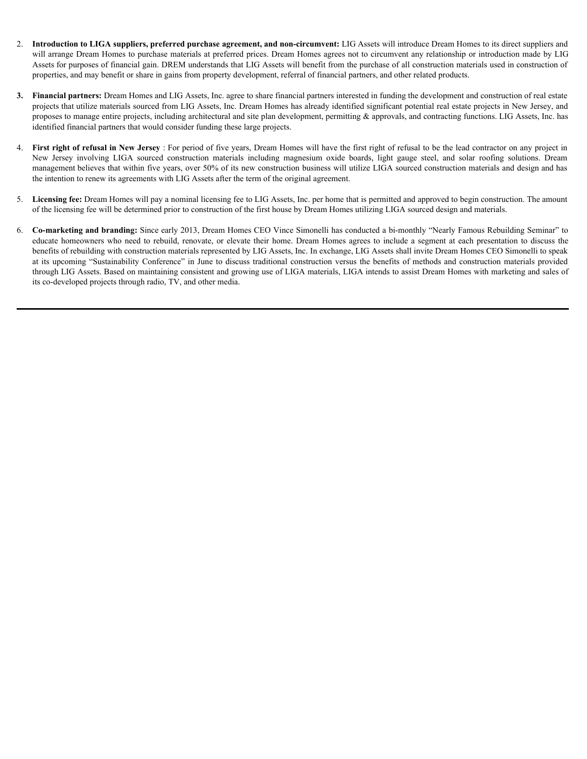2. **Introduction to LIGA suppliers, preferred purchase agreement, and non-circumvent:** LIG Assets will introduce Dream Homes to its direct suppliers and will arrange Dream Homes to purchase materials at preferred prices. Dream Homes agrees not to circumvent any relationship or introduction made by LIG Assets for purposes of financial gain. DREM understands that LIG Assets will benefit from the purchase of all construction materials used in construction of properties, and may benefit or share in gains from property development, referral of financial partners, and other related products.

3. **Financial partners:** Dream Homes and LIG Assets, Inc. agree to share financial partners interested in funding the development and construction of real estate projects that utilize materials sourced from LIG Assets, Inc. Dream Homes has already identified significant potential real estate projects in New Jersey, and proposes to manage entire projects, including architectural and site plan development, permitting & approvals, and contracting functions. LIG Assets, Inc. has identified financial partners that would consider funding these large projects.

4. **First right of refusal in New Jersey** : For period of five years, Dream Homes will have the first right of refusal to be the lead contractor on any project in New Jersey involving LIGA sourced construction materials including magnesium oxide boards, light gauge steel, and solar roofing solutions. Dream management believes that within five years, over 50% of its new construction business will utilize LIGA sourced construction materials and design and has the intention to renew its agreements with LIG Assets after the term of the original agreement.

5. **Licensing fee:** Dream Homes will pay a nominal licensing fee to LIG Assets, Inc. per home that is permitted and approved to begin construction. The amount of the licensing fee will be determined prior to construction of the first house by Dream Homes utilizing LIGA sourced design and materials.

6. **Co-marketing and branding:** Since early 2013, Dream Homes CEO Vince Simonelli has conducted a bi-monthly "Nearly Famous Rebuilding Seminar" to educate homeowners who need to rebuild, renovate, or elevate their home. Dream Homes agrees to include a segment at each presentation to discuss the benefits of rebuilding with construction materials represented by LIG Assets, Inc. In exchange, LIG Assets shall invite Dream Homes CEO Simonelli to speak at its upcoming "Sustainability Conference" in June to discuss traditional construction versus the benefits of methods and construction materials provided through LIG Assets. Based on maintaining consistent and growing use of LIGA materials, LIGA intends to assist Dream Homes with marketing and sales of its co-developed projects through radio, TV, and other media.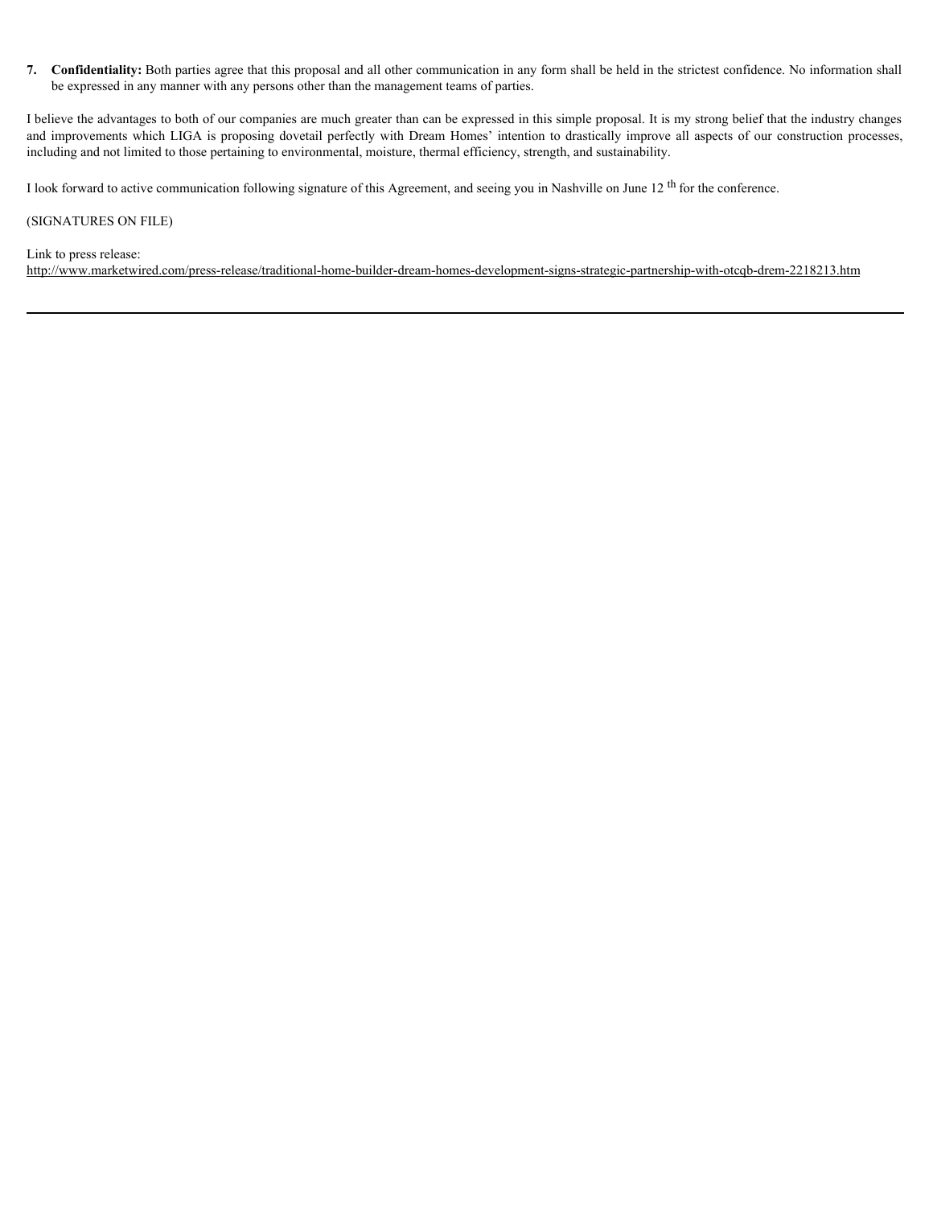7. **Confidentiality:** Both parties agree that this proposal and all other communication in any form shall be held in the strictest confidence. No information shall be expressed in any manner with any persons other than the management teams of parties.

I believe the advantages to both of our companies are much greater than can be expressed in this simple proposal. It is my strong belief that the industry changes and improvements which LIGA is proposing dovetail perfectly with Dream Homes' intention to drastically improve all aspects of our construction processes, including and not limited to those pertaining to environmental, moisture, thermal efficiency, strength, and sustainability.

I look forward to active communication following signature of this Agreement, and seeing you in Nashville on June 12th for the conference.

(SIGNATURES ON FILE)

Link to press release:
http://www.marketwired.com/press-release/traditional-home-builder-dream-homes-development-signs-strategic-partnership-with-otcqb-drem-2218213.htm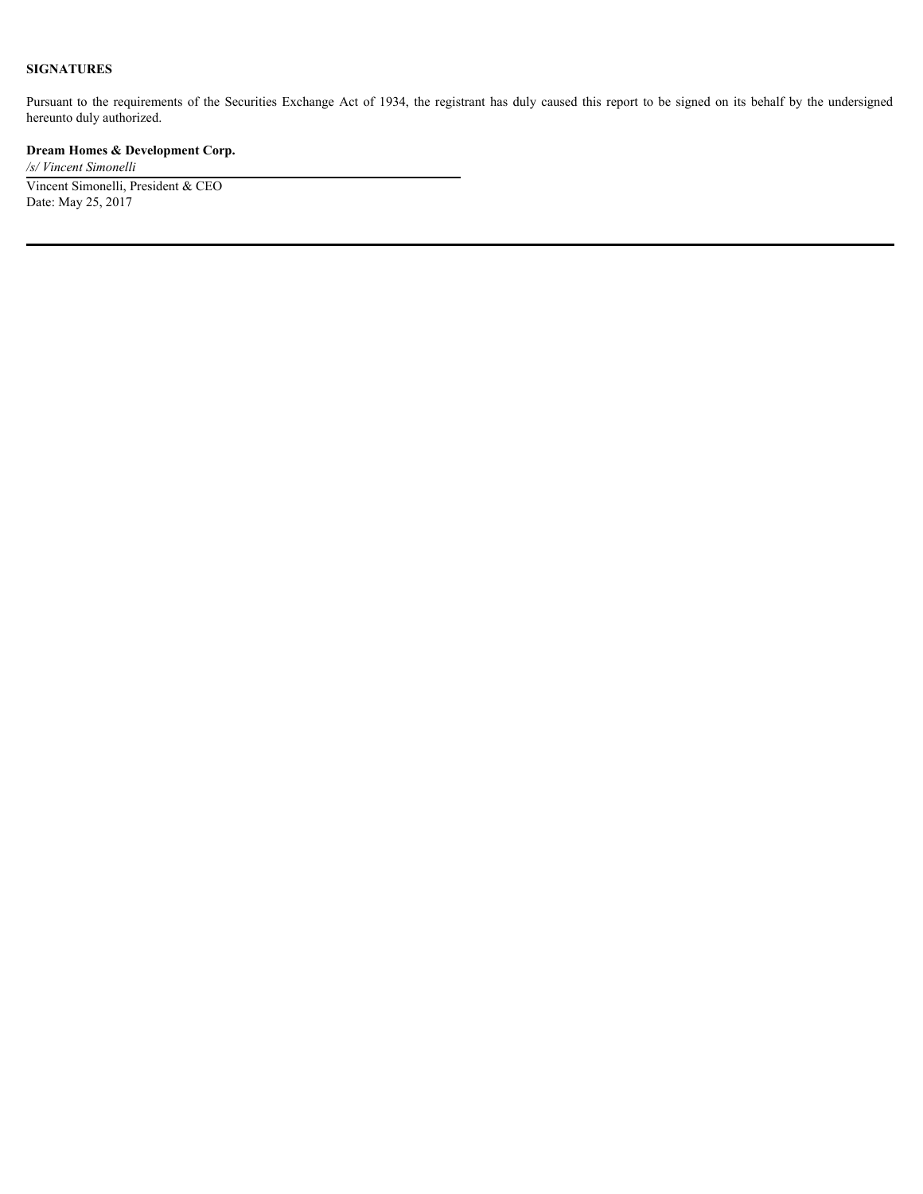**SIGNATURES**

Pursuant to the requirements of the Securities Exchange Act of 1934, the registrant has duly caused this report to be signed on its behalf by the undersigned hereunto duly authorized.

**Dream Homes & Development Corp.**

*/s/ Vincent Simonelli*

Vincent Simonelli, President & CEO

Date: May 25, 2017